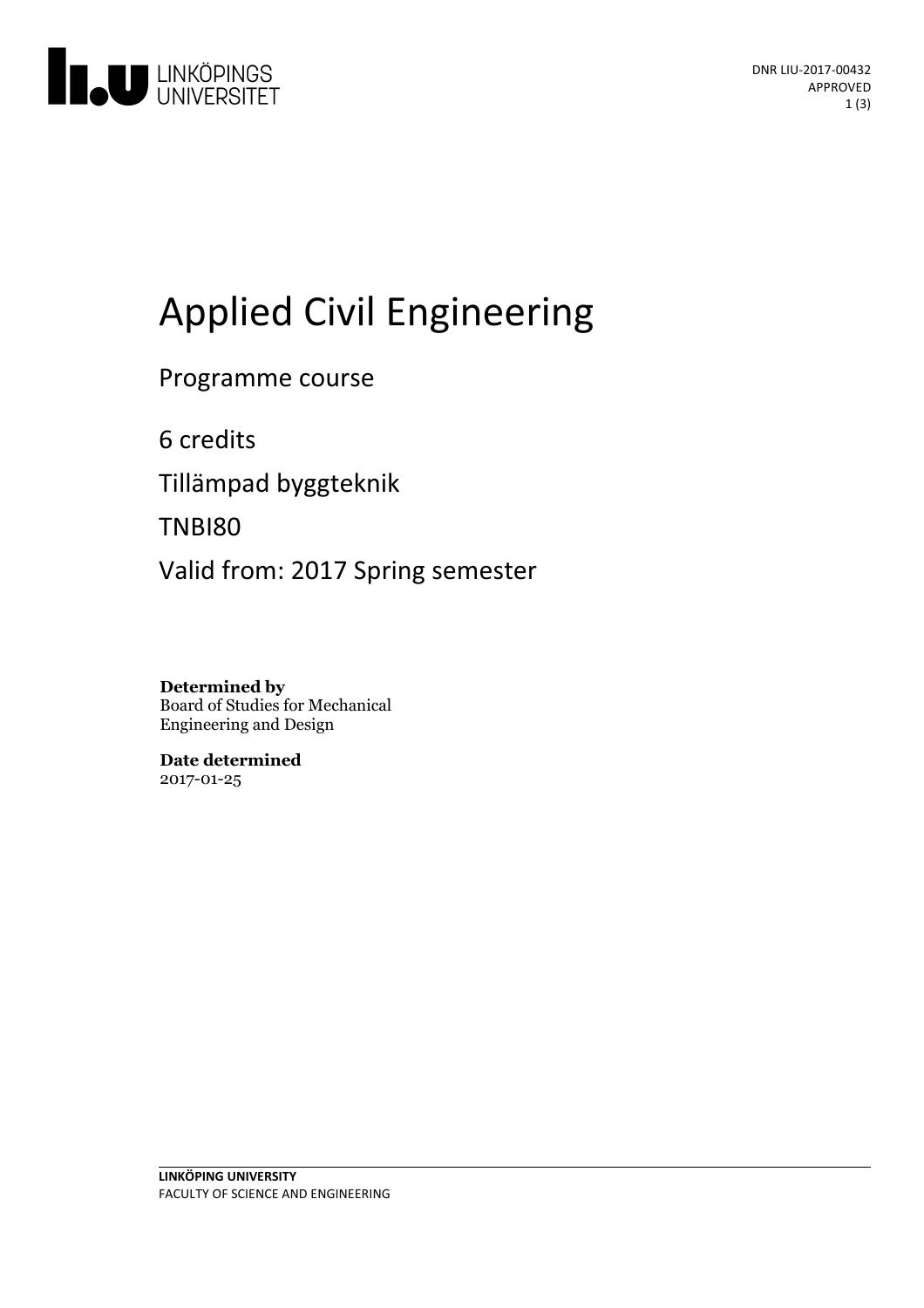DNR LIU-2017-00432
APPROVED

# Applied Civil Engineering

Programme course

6 credits

Tillämpad byggteknik

TNBI80

Valid from: 2017 Spring semester

**Determined by**
Board of Studies for Mechanical Engineering and Design

**Date determined**
2017-01-25

**LINKÖPING UNIVERSITY**
FACULTY OF SCIENCE AND ENGINEERING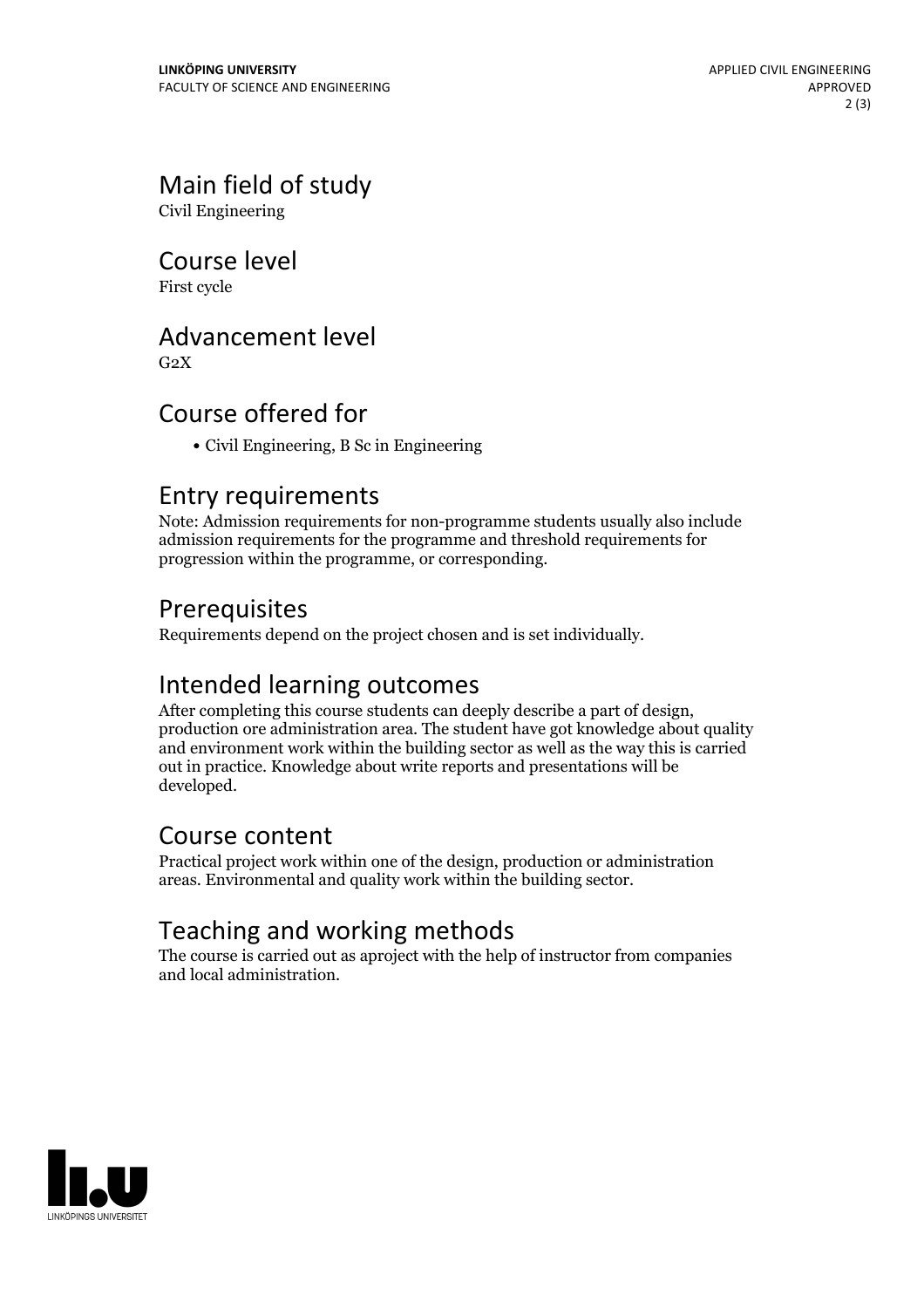## Main field of study

Civil Engineering

## Course level

First cycle

## Advancement level

G2X

## Course offered for

- Civil Engineering, B Sc in Engineering

## Entry requirements

Note: Admission requirements for non-programme students usually also include admission requirements for the programme and threshold requirements for progression within the programme, or corresponding.

## Prerequisites

Requirements depend on the project chosen and is set individually.

## Intended learning outcomes

After completing this course students can deeply describe a part of design, production ore administration area. The student have got knowledge about quality and environment work within the building sector as well as the way this is carried out in practice. Knowledge about write reports and presentations will be developed.

## Course content

Practical project work within one of the design, production or administration areas. Environmental and quality work within the building sector.

## Teaching and working methods

The course is carried out as aproject with the help of instructor from companies and local administration.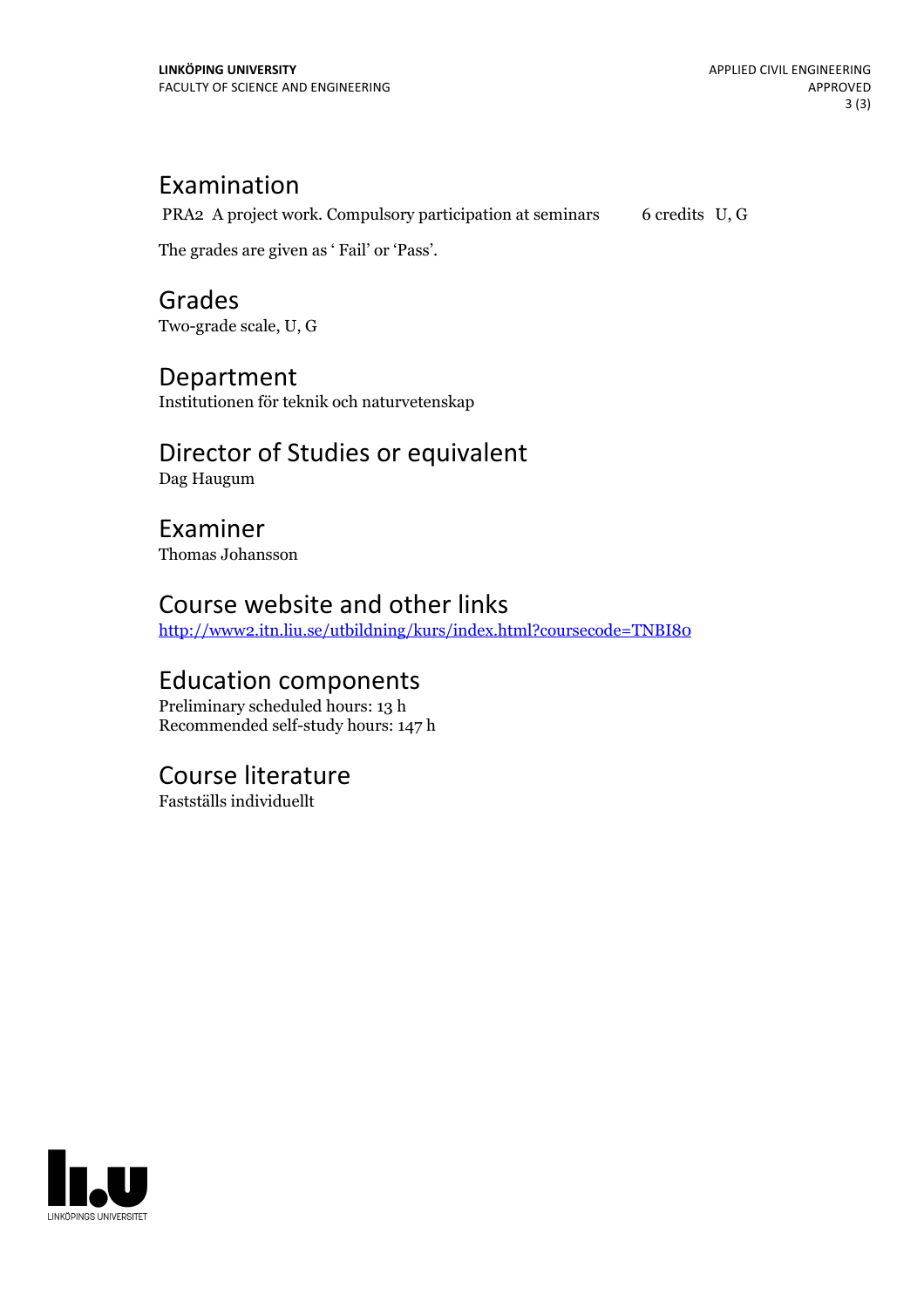## Examination

| | | |
|---|---|---|
| PRA2 A project work. Compulsory participation at seminars | 6 credits | U, G |

The grades are given as ' Fail' or 'Pass'.

## Grades

Two-grade scale, U, G

## Department

Institutionen för teknik och naturvetenskap

## Director of Studies or equivalent

Dag Haugum

## Examiner

Thomas Johansson

## Course website and other links

http://www2.itn.liu.se/utbildning/kurs/index.html?coursecode=TNBI80

## Education components

Preliminary scheduled hours: 13 h
Recommended self-study hours: 147 h

## Course literature

Fastställs individuellt